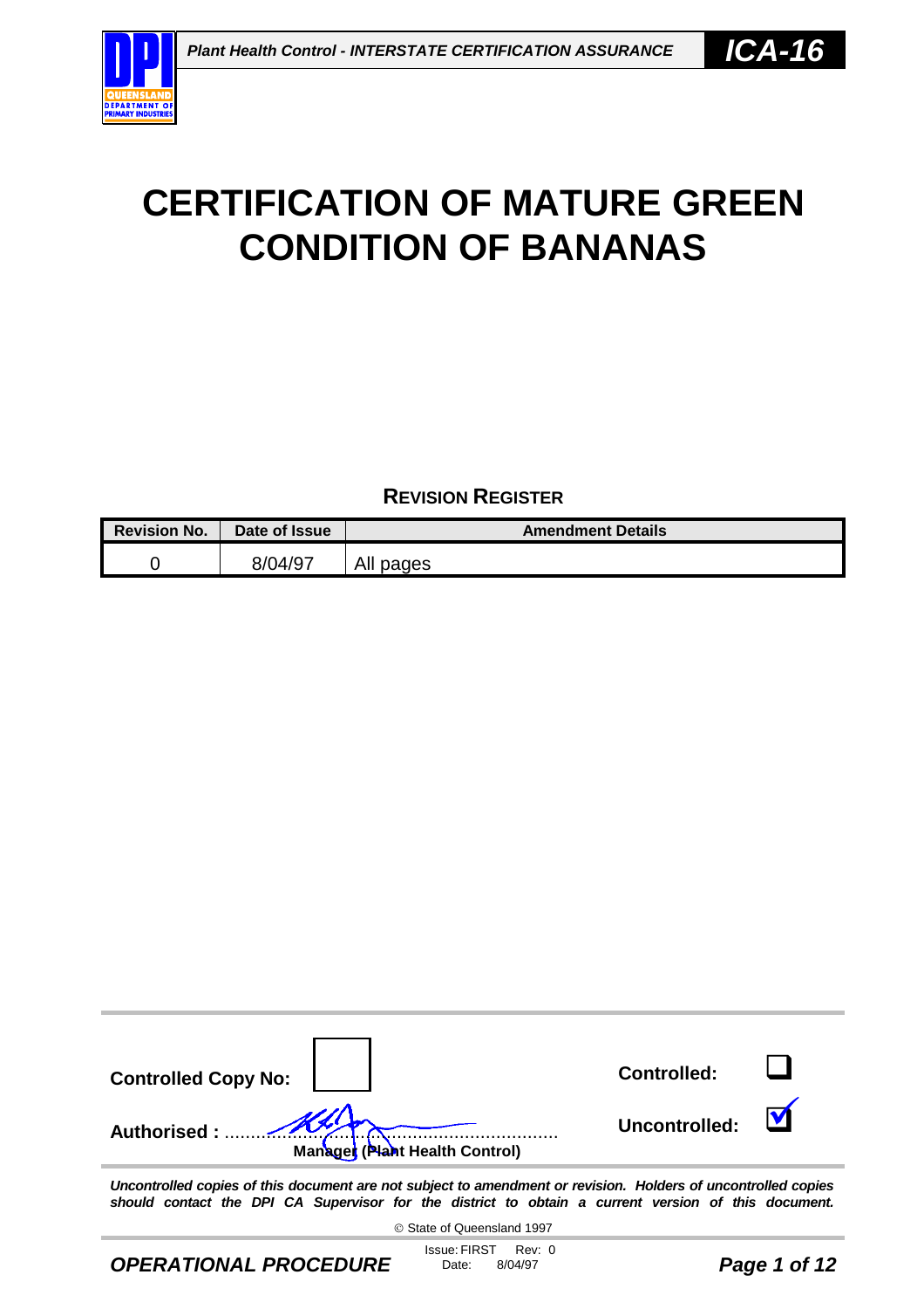# CERTIFICATION OF MATURE GREEN CONDITION OF BANANAS

**REVISION REGISTER**

| Revision No. | Date of Issue | Amendment Details |
|---|---|---|
| 0 | 8/04/97 | All pages |

**Controlled Copy No:**

**Controlled:** ☐

**Uncontrolled:** ☑

**Authorised :** ........................................................................
**Manager (Plant Health Control)**

***Uncontrolled copies of this document are not subject to amendment or revision. Holders of uncontrolled copies should contact the DPI CA Supervisor for the district to obtain a current version of this document.***

© State of Queensland 1997

Issue: FIRST Rev: 0
Date: 8/04/97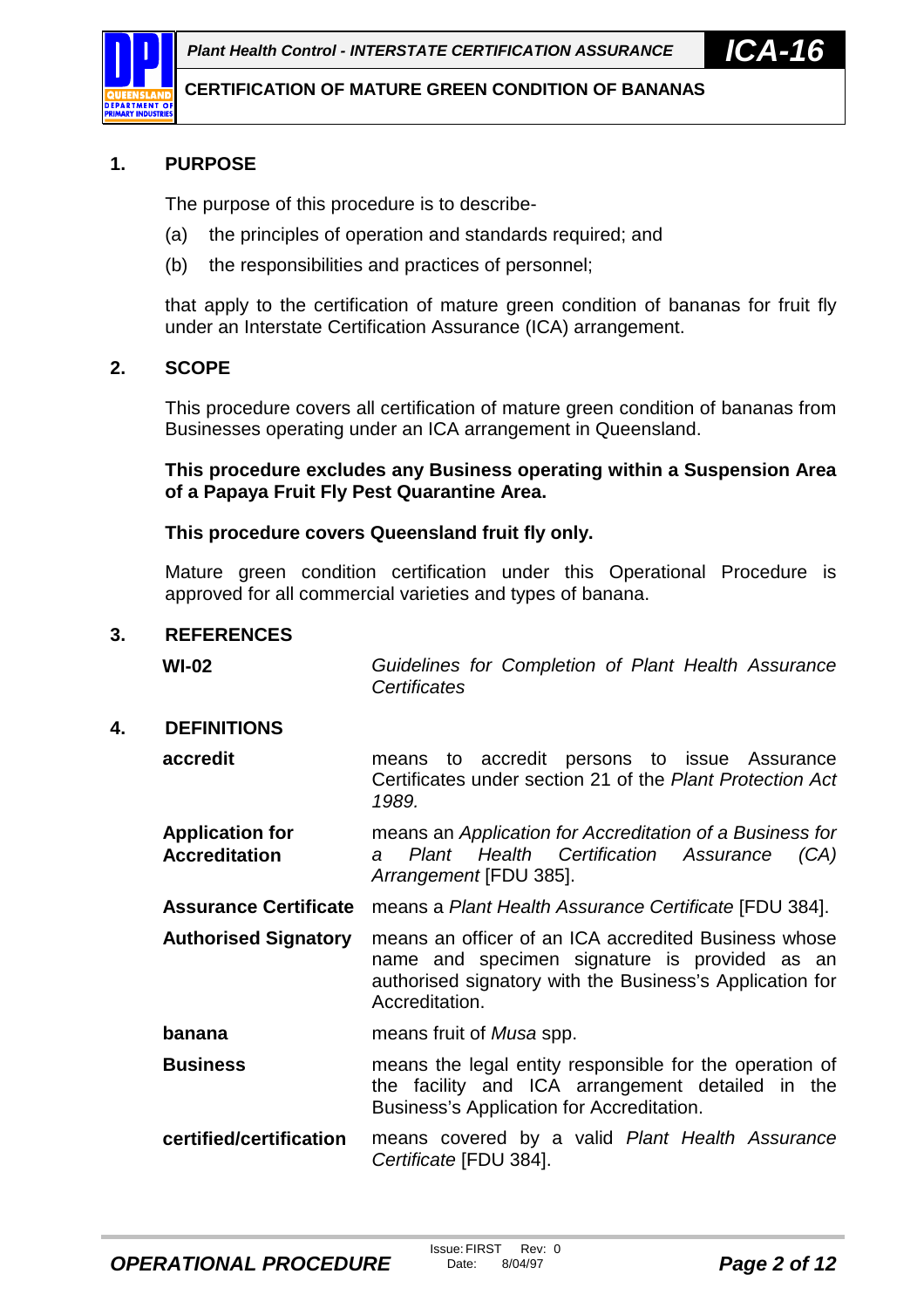## 1. PURPOSE

The purpose of this procedure is to describe-

(a) the principles of operation and standards required; and

(b) the responsibilities and practices of personnel;

that apply to the certification of mature green condition of bananas for fruit fly under an Interstate Certification Assurance (ICA) arrangement.

## 2. SCOPE

This procedure covers all certification of mature green condition of bananas from Businesses operating under an ICA arrangement in Queensland.

**This procedure excludes any Business operating within a Suspension Area of a Papaya Fruit Fly Pest Quarantine Area.**

**This procedure covers Queensland fruit fly only.**

Mature green condition certification under this Operational Procedure is approved for all commercial varieties and types of banana.

## 3. REFERENCES

| | |
|---|---|
| **WI-02** | *Guidelines for Completion of Plant Health Assurance Certificates* |

## 4. DEFINITIONS

| | |
|---|---|
| **accredit** | means to accredit persons to issue Assurance Certificates under section 21 of the *Plant Protection Act 1989.* |
| **Application for Accreditation** | means an *Application for Accreditation of a Business for a Plant Health Certification Assurance (CA) Arrangement* [FDU 385]. |
| **Assurance Certificate** | means a *Plant Health Assurance Certificate* [FDU 384]. |
| **Authorised Signatory** | means an officer of an ICA accredited Business whose name and specimen signature is provided as an authorised signatory with the Business's Application for Accreditation. |
| **banana** | means fruit of *Musa* spp. |
| **Business** | means the legal entity responsible for the operation of the facility and ICA arrangement detailed in the Business's Application for Accreditation. |
| **certified/certification** | means covered by a valid *Plant Health Assurance Certificate* [FDU 384]. |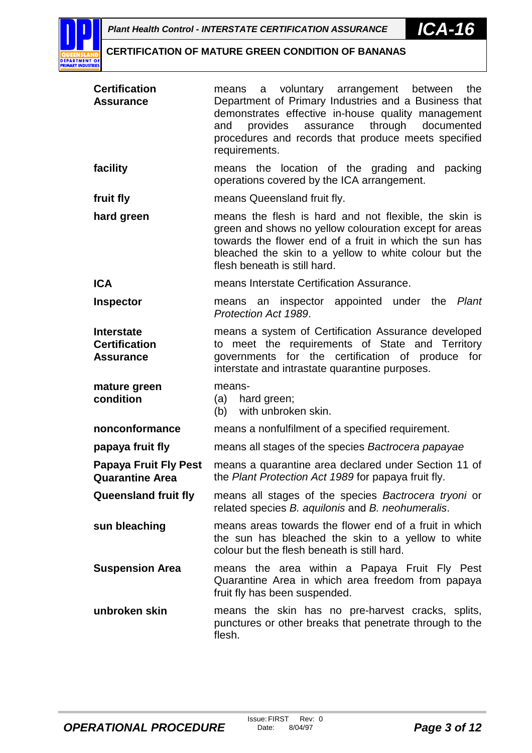| | |
|---|---|
| **Certification Assurance** | means a voluntary arrangement between the Department of Primary Industries and a Business that demonstrates effective in-house quality management and provides assurance through documented procedures and records that produce meets specified requirements. |
| **facility** | means the location of the grading and packing operations covered by the ICA arrangement. |
| **fruit fly** | means Queensland fruit fly. |
| **hard green** | means the flesh is hard and not flexible, the skin is green and shows no yellow colouration except for areas towards the flower end of a fruit in which the sun has bleached the skin to a yellow to white colour but the flesh beneath is still hard. |
| **ICA** | means Interstate Certification Assurance. |
| **Inspector** | means an inspector appointed under the *Plant Protection Act 1989*. |
| **Interstate Certification Assurance** | means a system of Certification Assurance developed to meet the requirements of State and Territory governments for the certification of produce for interstate and intrastate quarantine purposes. |
| **mature green condition** | means- (a) hard green; (b) with unbroken skin. |
| **nonconformance** | means a nonfulfilment of a specified requirement. |
| **papaya fruit fly** | means all stages of the species *Bactrocera papayae* |
| **Papaya Fruit Fly Pest Quarantine Area** | means a quarantine area declared under Section 11 of the *Plant Protection Act 1989* for papaya fruit fly. |
| **Queensland fruit fly** | means all stages of the species *Bactrocera tryoni* or related species *B. aquilonis* and *B. neohumeralis*. |
| **sun bleaching** | means areas towards the flower end of a fruit in which the sun has bleached the skin to a yellow to white colour but the flesh beneath is still hard. |
| **Suspension Area** | means the area within a Papaya Fruit Fly Pest Quarantine Area in which area freedom from papaya fruit fly has been suspended. |
| **unbroken skin** | means the skin has no pre-harvest cracks, splits, punctures or other breaks that penetrate through to the flesh. |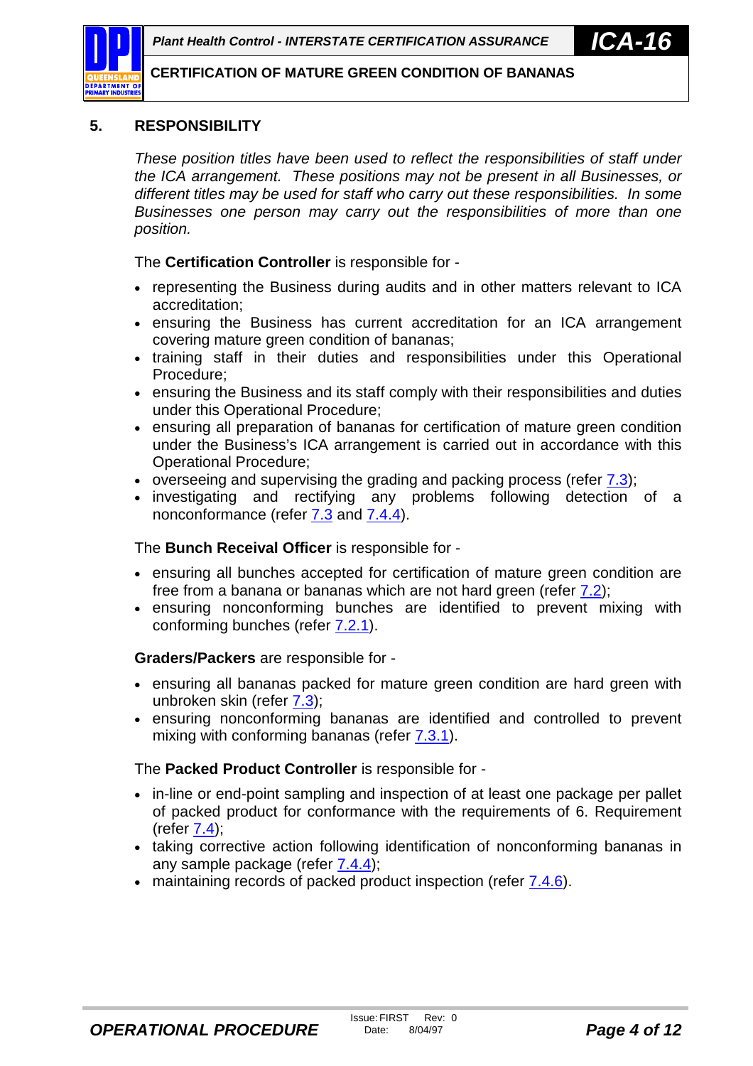## 5. RESPONSIBILITY

*These position titles have been used to reflect the responsibilities of staff under the ICA arrangement. These positions may not be present in all Businesses, or different titles may be used for staff who carry out these responsibilities. In some Businesses one person may carry out the responsibilities of more than one position.*

The **Certification Controller** is responsible for -

- representing the Business during audits and in other matters relevant to ICA accreditation;
- ensuring the Business has current accreditation for an ICA arrangement covering mature green condition of bananas;
- training staff in their duties and responsibilities under this Operational Procedure;
- ensuring the Business and its staff comply with their responsibilities and duties under this Operational Procedure;
- ensuring all preparation of bananas for certification of mature green condition under the Business's ICA arrangement is carried out in accordance with this Operational Procedure;
- overseeing and supervising the grading and packing process (refer 7.3);
- investigating and rectifying any problems following detection of a nonconformance (refer 7.3 and 7.4.4).

The **Bunch Receival Officer** is responsible for -

- ensuring all bunches accepted for certification of mature green condition are free from a banana or bananas which are not hard green (refer 7.2);
- ensuring nonconforming bunches are identified to prevent mixing with conforming bunches (refer 7.2.1).

**Graders/Packers** are responsible for -

- ensuring all bananas packed for mature green condition are hard green with unbroken skin (refer 7.3);
- ensuring nonconforming bananas are identified and controlled to prevent mixing with conforming bananas (refer 7.3.1).

The **Packed Product Controller** is responsible for -

- in-line or end-point sampling and inspection of at least one package per pallet of packed product for conformance with the requirements of 6. Requirement (refer 7.4);
- taking corrective action following identification of nonconforming bananas in any sample package (refer 7.4.4);
- maintaining records of packed product inspection (refer 7.4.6).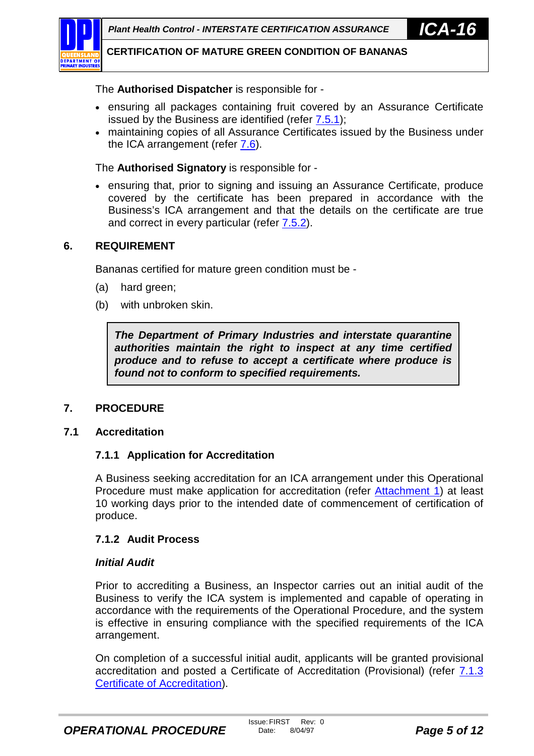The **Authorised Dispatcher** is responsible for -

- ensuring all packages containing fruit covered by an Assurance Certificate issued by the Business are identified (refer 7.5.1);
- maintaining copies of all Assurance Certificates issued by the Business under the ICA arrangement (refer 7.6).

The **Authorised Signatory** is responsible for -

- ensuring that, prior to signing and issuing an Assurance Certificate, produce covered by the certificate has been prepared in accordance with the Business's ICA arrangement and that the details on the certificate are true and correct in every particular (refer 7.5.2).

## 6. REQUIREMENT

Bananas certified for mature green condition must be -

(a) hard green;

(b) with unbroken skin.

> ***The Department of Primary Industries and interstate quarantine authorities maintain the right to inspect at any time certified produce and to refuse to accept a certificate where produce is found not to conform to specified requirements.***

## 7. PROCEDURE

### 7.1 Accreditation

#### 7.1.1 Application for Accreditation

A Business seeking accreditation for an ICA arrangement under this Operational Procedure must make application for accreditation (refer Attachment 1) at least 10 working days prior to the intended date of commencement of certification of produce.

#### 7.1.2 Audit Process

***Initial Audit***

Prior to accrediting a Business, an Inspector carries out an initial audit of the Business to verify the ICA system is implemented and capable of operating in accordance with the requirements of the Operational Procedure, and the system is effective in ensuring compliance with the specified requirements of the ICA arrangement.

On completion of a successful initial audit, applicants will be granted provisional accreditation and posted a Certificate of Accreditation (Provisional) (refer 7.1.3 Certificate of Accreditation).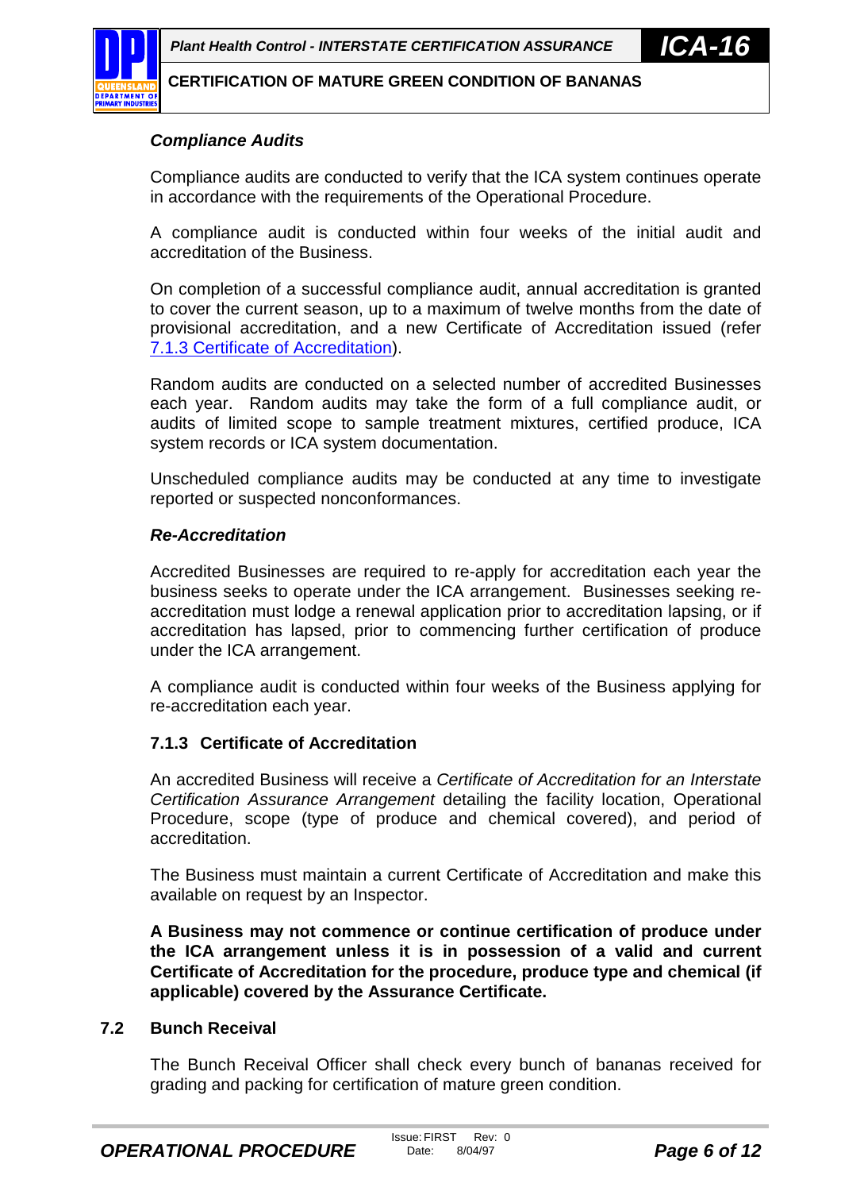#### *Compliance Audits*

Compliance audits are conducted to verify that the ICA system continues operate in accordance with the requirements of the Operational Procedure.

A compliance audit is conducted within four weeks of the initial audit and accreditation of the Business.

On completion of a successful compliance audit, annual accreditation is granted to cover the current season, up to a maximum of twelve months from the date of provisional accreditation, and a new Certificate of Accreditation issued (refer 7.1.3 Certificate of Accreditation).

Random audits are conducted on a selected number of accredited Businesses each year. Random audits may take the form of a full compliance audit, or audits of limited scope to sample treatment mixtures, certified produce, ICA system records or ICA system documentation.

Unscheduled compliance audits may be conducted at any time to investigate reported or suspected nonconformances.

#### *Re-Accreditation*

Accredited Businesses are required to re-apply for accreditation each year the business seeks to operate under the ICA arrangement. Businesses seeking re-accreditation must lodge a renewal application prior to accreditation lapsing, or if accreditation has lapsed, prior to commencing further certification of produce under the ICA arrangement.

A compliance audit is conducted within four weeks of the Business applying for re-accreditation each year.

### 7.1.3 Certificate of Accreditation

An accredited Business will receive a *Certificate of Accreditation for an Interstate Certification Assurance Arrangement* detailing the facility location, Operational Procedure, scope (type of produce and chemical covered), and period of accreditation.

The Business must maintain a current Certificate of Accreditation and make this available on request by an Inspector.

**A Business may not commence or continue certification of produce under the ICA arrangement unless it is in possession of a valid and current Certificate of Accreditation for the procedure, produce type and chemical (if applicable) covered by the Assurance Certificate.**

## 7.2 Bunch Receival

The Bunch Receival Officer shall check every bunch of bananas received for grading and packing for certification of mature green condition.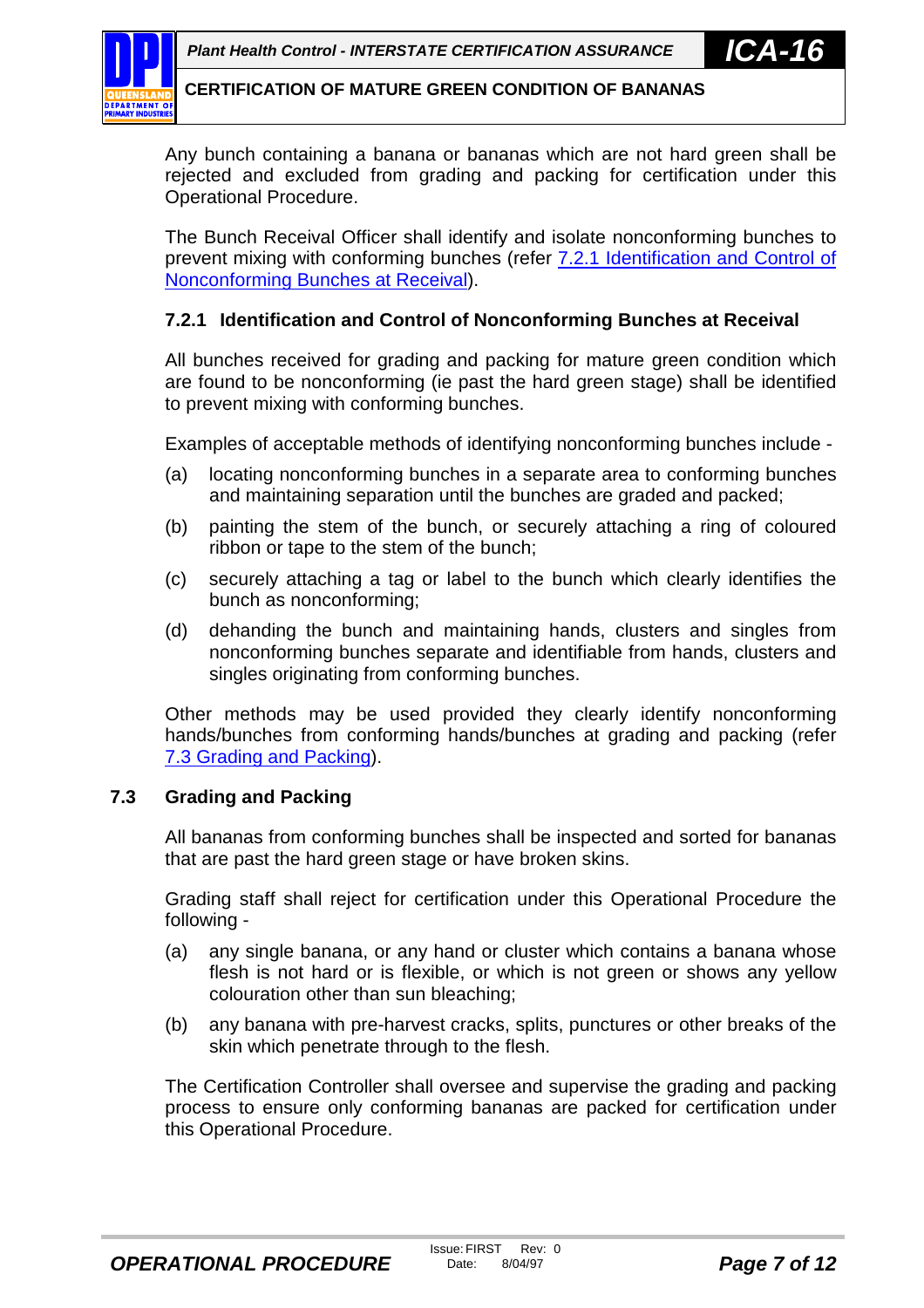Any bunch containing a banana or bananas which are not hard green shall be rejected and excluded from grading and packing for certification under this Operational Procedure.

The Bunch Receival Officer shall identify and isolate nonconforming bunches to prevent mixing with conforming bunches (refer 7.2.1 Identification and Control of Nonconforming Bunches at Receival).

#### 7.2.1 Identification and Control of Nonconforming Bunches at Receival

All bunches received for grading and packing for mature green condition which are found to be nonconforming (ie past the hard green stage) shall be identified to prevent mixing with conforming bunches.

Examples of acceptable methods of identifying nonconforming bunches include -

(a) locating nonconforming bunches in a separate area to conforming bunches and maintaining separation until the bunches are graded and packed;

(b) painting the stem of the bunch, or securely attaching a ring of coloured ribbon or tape to the stem of the bunch;

(c) securely attaching a tag or label to the bunch which clearly identifies the bunch as nonconforming;

(d) dehanding the bunch and maintaining hands, clusters and singles from nonconforming bunches separate and identifiable from hands, clusters and singles originating from conforming bunches.

Other methods may be used provided they clearly identify nonconforming hands/bunches from conforming hands/bunches at grading and packing (refer 7.3 Grading and Packing).

### 7.3 Grading and Packing

All bananas from conforming bunches shall be inspected and sorted for bananas that are past the hard green stage or have broken skins.

Grading staff shall reject for certification under this Operational Procedure the following -

(a) any single banana, or any hand or cluster which contains a banana whose flesh is not hard or is flexible, or which is not green or shows any yellow colouration other than sun bleaching;

(b) any banana with pre-harvest cracks, splits, punctures or other breaks of the skin which penetrate through to the flesh.

The Certification Controller shall oversee and supervise the grading and packing process to ensure only conforming bananas are packed for certification under this Operational Procedure.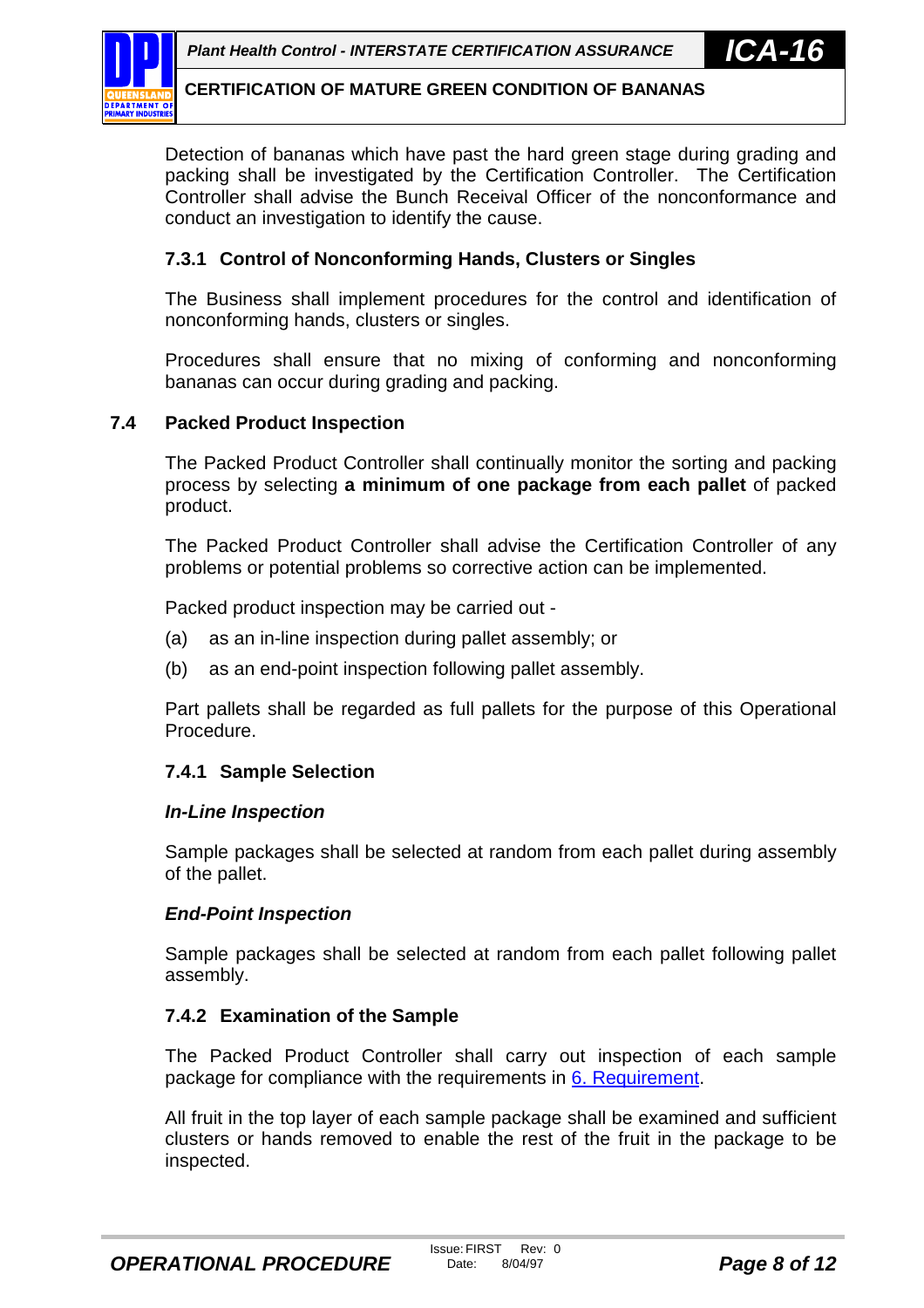Detection of bananas which have past the hard green stage during grading and packing shall be investigated by the Certification Controller. The Certification Controller shall advise the Bunch Receival Officer of the nonconformance and conduct an investigation to identify the cause.

#### 7.3.1 Control of Nonconforming Hands, Clusters or Singles

The Business shall implement procedures for the control and identification of nonconforming hands, clusters or singles.

Procedures shall ensure that no mixing of conforming and nonconforming bananas can occur during grading and packing.

### 7.4 Packed Product Inspection

The Packed Product Controller shall continually monitor the sorting and packing process by selecting **a minimum of one package from each pallet** of packed product.

The Packed Product Controller shall advise the Certification Controller of any problems or potential problems so corrective action can be implemented.

Packed product inspection may be carried out -

(a) as an in-line inspection during pallet assembly; or

(b) as an end-point inspection following pallet assembly.

Part pallets shall be regarded as full pallets for the purpose of this Operational Procedure.

#### 7.4.1 Sample Selection

***In-Line Inspection***

Sample packages shall be selected at random from each pallet during assembly of the pallet.

***End-Point Inspection***

Sample packages shall be selected at random from each pallet following pallet assembly.

#### 7.4.2 Examination of the Sample

The Packed Product Controller shall carry out inspection of each sample package for compliance with the requirements in [6. Requirement](#).

All fruit in the top layer of each sample package shall be examined and sufficient clusters or hands removed to enable the rest of the fruit in the package to be inspected.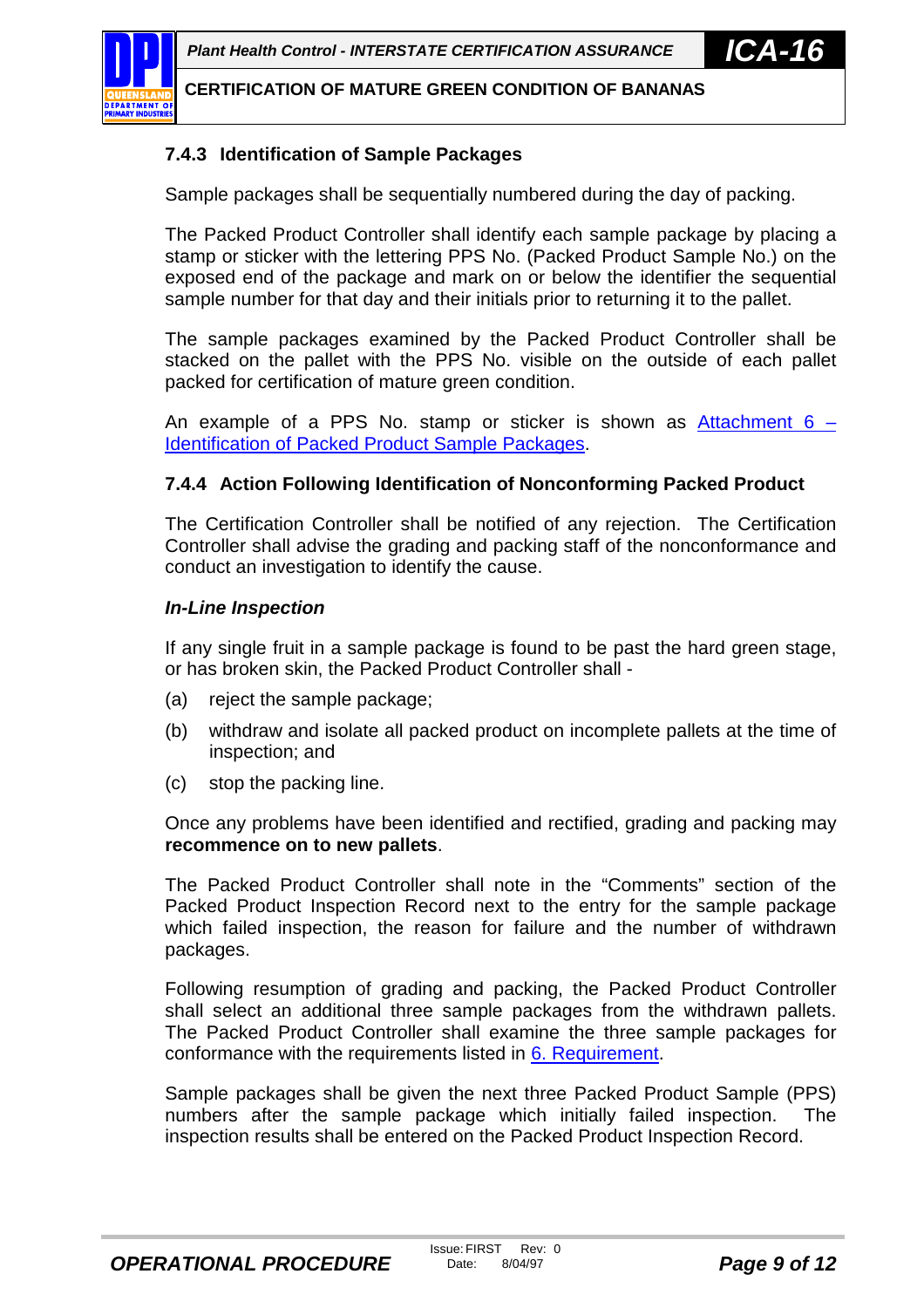### 7.4.3 Identification of Sample Packages

Sample packages shall be sequentially numbered during the day of packing.

The Packed Product Controller shall identify each sample package by placing a stamp or sticker with the lettering PPS No. (Packed Product Sample No.) on the exposed end of the package and mark on or below the identifier the sequential sample number for that day and their initials prior to returning it to the pallet.

The sample packages examined by the Packed Product Controller shall be stacked on the pallet with the PPS No. visible on the outside of each pallet packed for certification of mature green condition.

An example of a PPS No. stamp or sticker is shown as Attachment 6 – Identification of Packed Product Sample Packages.

### 7.4.4 Action Following Identification of Nonconforming Packed Product

The Certification Controller shall be notified of any rejection. The Certification Controller shall advise the grading and packing staff of the nonconformance and conduct an investigation to identify the cause.

***In-Line Inspection***

If any single fruit in a sample package is found to be past the hard green stage, or has broken skin, the Packed Product Controller shall -

(a) reject the sample package;

(b) withdraw and isolate all packed product on incomplete pallets at the time of inspection; and

(c) stop the packing line.

Once any problems have been identified and rectified, grading and packing may **recommence on to new pallets**.

The Packed Product Controller shall note in the "Comments" section of the Packed Product Inspection Record next to the entry for the sample package which failed inspection, the reason for failure and the number of withdrawn packages.

Following resumption of grading and packing, the Packed Product Controller shall select an additional three sample packages from the withdrawn pallets. The Packed Product Controller shall examine the three sample packages for conformance with the requirements listed in 6. Requirement.

Sample packages shall be given the next three Packed Product Sample (PPS) numbers after the sample package which initially failed inspection. The inspection results shall be entered on the Packed Product Inspection Record.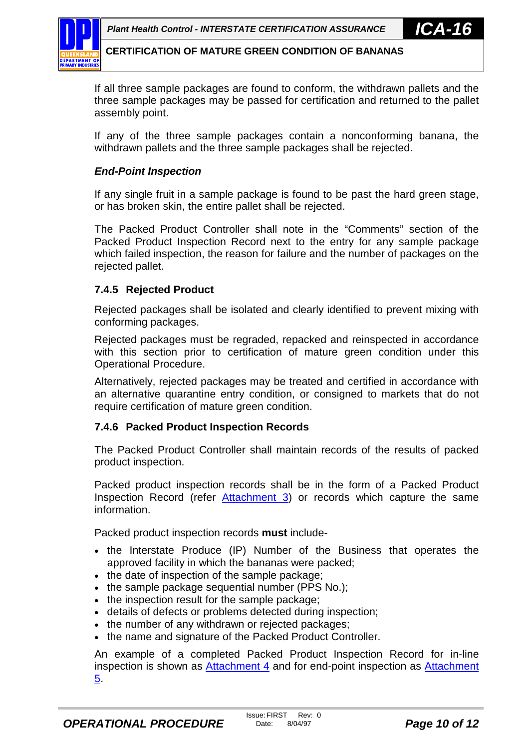If all three sample packages are found to conform, the withdrawn pallets and the three sample packages may be passed for certification and returned to the pallet assembly point.

If any of the three sample packages contain a nonconforming banana, the withdrawn pallets and the three sample packages shall be rejected.

***End-Point Inspection***

If any single fruit in a sample package is found to be past the hard green stage, or has broken skin, the entire pallet shall be rejected.

The Packed Product Controller shall note in the "Comments" section of the Packed Product Inspection Record next to the entry for any sample package which failed inspection, the reason for failure and the number of packages on the rejected pallet.

### 7.4.5 Rejected Product

Rejected packages shall be isolated and clearly identified to prevent mixing with conforming packages.

Rejected packages must be regraded, repacked and reinspected in accordance with this section prior to certification of mature green condition under this Operational Procedure.

Alternatively, rejected packages may be treated and certified in accordance with an alternative quarantine entry condition, or consigned to markets that do not require certification of mature green condition.

### 7.4.6 Packed Product Inspection Records

The Packed Product Controller shall maintain records of the results of packed product inspection.

Packed product inspection records shall be in the form of a Packed Product Inspection Record (refer Attachment 3) or records which capture the same information.

Packed product inspection records **must** include-

- the Interstate Produce (IP) Number of the Business that operates the approved facility in which the bananas were packed;
- the date of inspection of the sample package;
- the sample package sequential number (PPS No.);
- the inspection result for the sample package;
- details of defects or problems detected during inspection;
- the number of any withdrawn or rejected packages;
- the name and signature of the Packed Product Controller.

An example of a completed Packed Product Inspection Record for in-line inspection is shown as Attachment 4 and for end-point inspection as Attachment 5.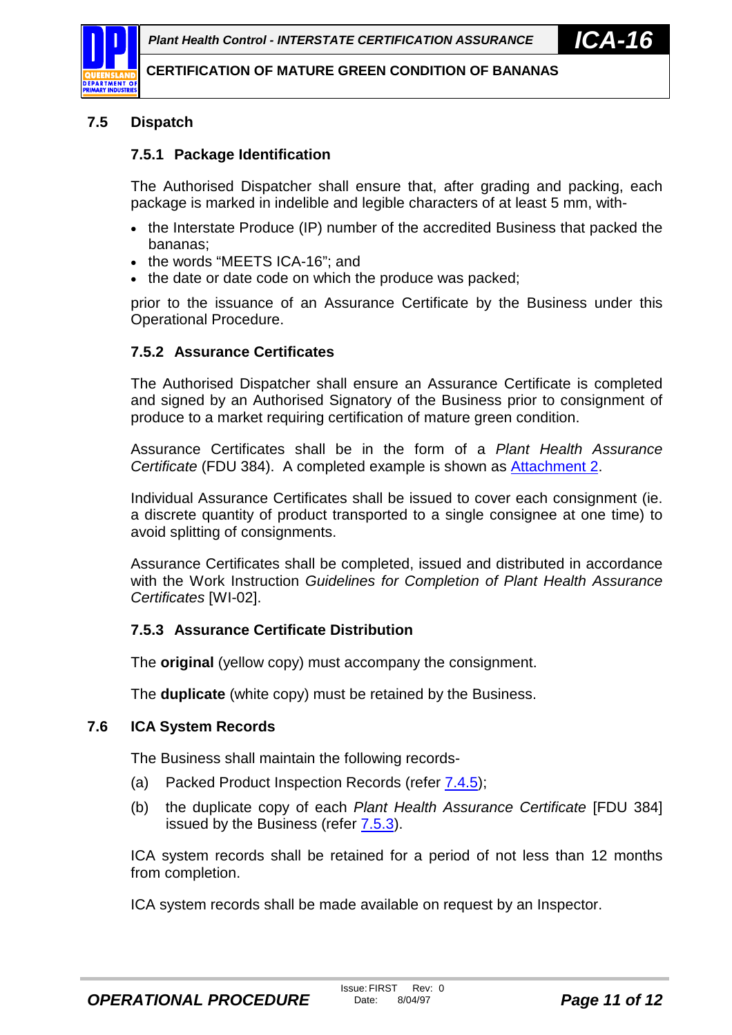## 7.5 Dispatch

### 7.5.1 Package Identification

The Authorised Dispatcher shall ensure that, after grading and packing, each package is marked in indelible and legible characters of at least 5 mm, with-

- the Interstate Produce (IP) number of the accredited Business that packed the bananas;
- the words "MEETS ICA-16"; and
- the date or date code on which the produce was packed;

prior to the issuance of an Assurance Certificate by the Business under this Operational Procedure.

### 7.5.2 Assurance Certificates

The Authorised Dispatcher shall ensure an Assurance Certificate is completed and signed by an Authorised Signatory of the Business prior to consignment of produce to a market requiring certification of mature green condition.

Assurance Certificates shall be in the form of a *Plant Health Assurance Certificate* (FDU 384). A completed example is shown as Attachment 2.

Individual Assurance Certificates shall be issued to cover each consignment (ie. a discrete quantity of product transported to a single consignee at one time) to avoid splitting of consignments.

Assurance Certificates shall be completed, issued and distributed in accordance with the Work Instruction *Guidelines for Completion of Plant Health Assurance Certificates* [WI-02].

### 7.5.3 Assurance Certificate Distribution

The **original** (yellow copy) must accompany the consignment.

The **duplicate** (white copy) must be retained by the Business.

## 7.6 ICA System Records

The Business shall maintain the following records-

(a) Packed Product Inspection Records (refer 7.4.5);

(b) the duplicate copy of each *Plant Health Assurance Certificate* [FDU 384] issued by the Business (refer 7.5.3).

ICA system records shall be retained for a period of not less than 12 months from completion.

ICA system records shall be made available on request by an Inspector.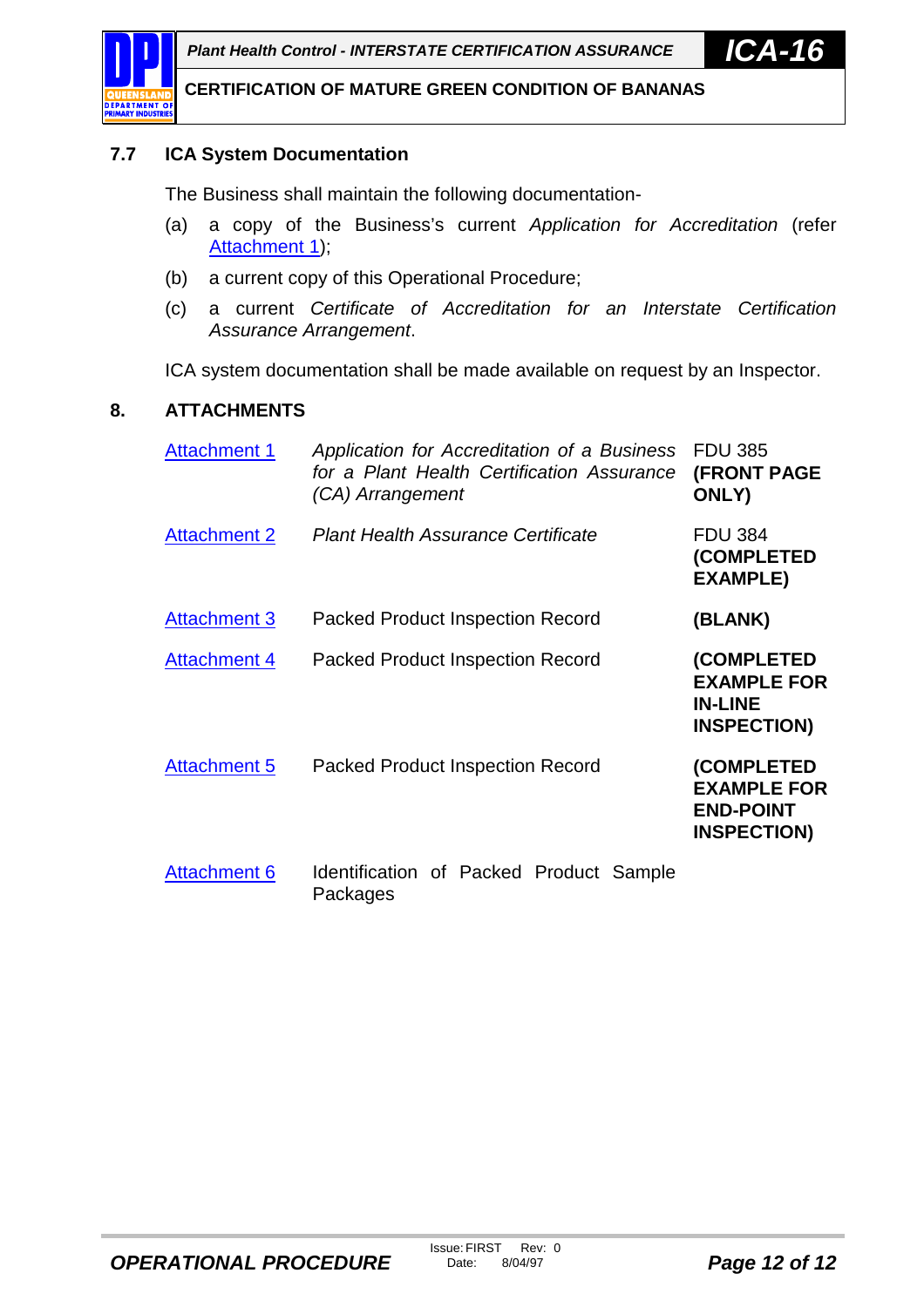### 7.7 ICA System Documentation

The Business shall maintain the following documentation-

(a) a copy of the Business's current *Application for Accreditation* (refer Attachment 1);

(b) a current copy of this Operational Procedure;

(c) a current *Certificate of Accreditation for an Interstate Certification Assurance Arrangement*.

ICA system documentation shall be made available on request by an Inspector.

## 8. ATTACHMENTS

| | | |
|---|---|---|
| Attachment 1 | *Application for Accreditation of a Business for a Plant Health Certification Assurance (CA) Arrangement* | FDU 385 **(FRONT PAGE ONLY)** |
| Attachment 2 | *Plant Health Assurance Certificate* | FDU 384 **(COMPLETED EXAMPLE)** |
| Attachment 3 | Packed Product Inspection Record | **(BLANK)** |
| Attachment 4 | Packed Product Inspection Record | **(COMPLETED EXAMPLE FOR IN-LINE INSPECTION)** |
| Attachment 5 | Packed Product Inspection Record | **(COMPLETED EXAMPLE FOR END-POINT INSPECTION)** |
| Attachment 6 | Identification of Packed Product Sample Packages | |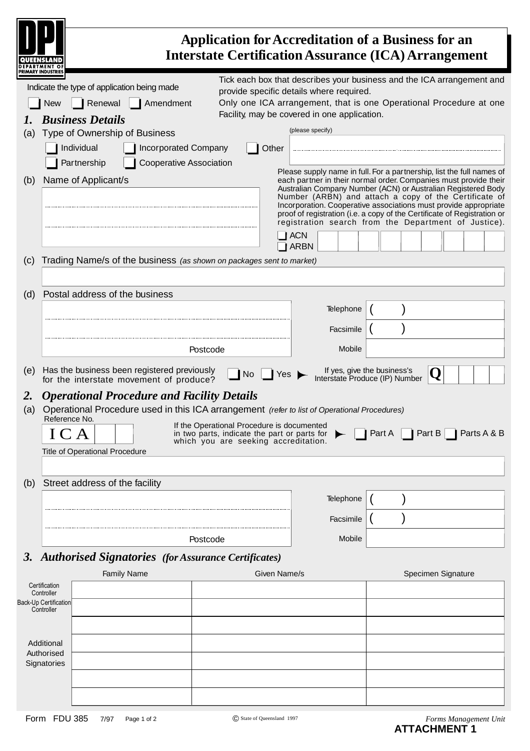DPI QUEENSLAND DEPARTMENT OF PRIMARY INDUSTRIES

# Application for Accreditation of a Business for an Interstate Certification Assurance (ICA) Arrangement

Indicate the type of application being made

☐ New ☐ Renewal ☐ Amendment

Tick each box that describes your business and the ICA arrangement and provide specific details where required.
Only one ICA arrangement, that is one Operational Procedure at one Facility, may be covered in one application.

## 1. *Business Details*

(a) Type of Ownership of Business

☐ Individual ☐ Incorporated Company ☐ Other (please specify) ..............................

☐ Partnership ☐ Cooperative Association

(b) Name of Applicant/s

..............................

..............................

Please supply name in full. For a partnership, list the full names of each partner in their normal order. Companies must provide their Australian Company Number (ACN) or Australian Registered Body Number (ARBN) and attach a copy of the Certificate of Incorporation. Cooperative associations must provide appropriate proof of registration (i.e. a copy of the Certificate of Registration or registration search from the Department of Justice).

☐ ACN
☐ ARBN
| | | | | | | | | |

(c) Trading Name/s of the business *(as shown on packages sent to market)*

..............................

(d) Postal address of the business

..............................

..............................

Postcode

| | |
|---|---|
| Telephone | ( ) |
| Facsimile | ( ) |
| Mobile | |

(e) Has the business been registered previously for the interstate movement of produce? ☐ No ☐ Yes ► If yes, give the business's Interstate Produce (IP) Number **Q** | | | | |

## 2. *Operational Procedure and Facility Details*

(a) Operational Procedure used in this ICA arrangement *(refer to list of Operational Procedures)*

Reference No. ICA | | |

If the Operational Procedure is documented in two parts, indicate the part or parts for which you are seeking accreditation. ► ☐ Part A ☐ Part B ☐ Parts A & B

Title of Operational Procedure

..............................

(b) Street address of the facility

..............................

..............................

Postcode

| | |
|---|---|
| Telephone | ( ) |
| Facsimile | ( ) |
| Mobile | |

## 3. *Authorised Signatories (for Assurance Certificates)*

| | Family Name | Given Name/s | Specimen Signature |
|---|---|---|---|
| Certification Controller | | | |
| Back-Up Certification Controller | | | |
| | | | |
| Additional Authorised Signatories | | | |
| | | | |
| | | | |
| | | | |

Form FDU 385 7/97 © State of Queensland 1997 *Forms Management Unit*

**ATTACHMENT 1**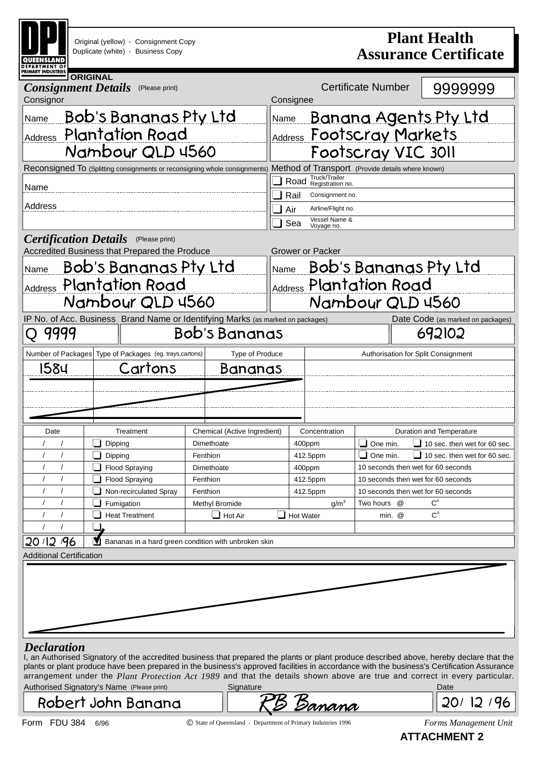DPI QUEENSLAND DEPARTMENT OF PRIMARY INDUSTRIES

Original (yellow) - Consignment Copy
Duplicate (white) - Business Copy

# Plant Health Assurance Certificate

ORIGINAL

## *Consignment Details* (Please print)

Certificate Number: 9999999

| Consignor | Consignee |
|---|---|
| Name: Bob's Bananas Pty Ltd | Name: Banana Agents Pty Ltd |
| Address: Plantation Road, Nambour QLD 4560 | Address: Footscray Markets, Footscray VIC 3011 |

**Reconsigned To** (Splitting consignments or reconsigning whole consignments)

Name

Address

**Method of Transport** (Provide details where known)

- ❑ Road — Truck/Trailer Registration no.
- ❑ Rail — Consignment no.
- ❑ Air — Airline/Flight no.
- ❑ Sea — Vessel Name & Voyage no.

## *Certification Details* (Please print)

| Accredited Business that Prepared the Produce | Grower or Packer |
|---|---|
| Name: Bob's Bananas Pty Ltd | Name: Bob's Bananas Pty Ltd |
| Address: Plantation Road, Nambour QLD 4560 | Address: Plantation Road, Nambour QLD 4560 |

| IP No. of Acc. Business | Brand Name or Identifying Marks (as marked on packages) | Date Code (as marked on packages) |
|---|---|---|
| Q 9999 | Bob's Bananas | 692102 |

| Number of Packages | Type of Packages (eg. trays,cartons) | Type of Produce | Authorisation for Split Consignment |
|---|---|---|---|
| 1584 | Cartons | Bananas | |

| Date | Treatment | Chemical (Active Ingredient) | Concentration | Duration and Temperature |
|---|---|---|---|---|
| / / | ❑ Dipping | Dimethoate | 400ppm | ❑ One min. ❑ 10 sec. then wet for 60 sec. |
| / / | ❑ Dipping | Fenthion | 412.5ppm | ❑ One min. ❑ 10 sec. then wet for 60 sec. |
| / / | ❑ Flood Spraying | Dimethoate | 400ppm | 10 seconds then wet for 60 seconds |
| / / | ❑ Flood Spraying | Fenthion | 412.5ppm | 10 seconds then wet for 60 seconds |
| / / | ❑ Non-recirculated Spray | Fenthion | 412.5ppm | 10 seconds then wet for 60 seconds |
| / / | ❑ Fumigation | Methyl Bromide | $g/m^3$ | Two hours @ C° |
| / / | ❑ Heat Treatment | ❑ Hot Air | ❑ Hot Water | min. @ C° |
| / / | ❑ | | | |
| 20/12/96 | ☑ Bananas in a hard green condition with unbroken skin | | | |

**Additional Certification**

## *Declaration*

I, an Authorised Signatory of the accredited business that prepared the plants or plant produce described above, hereby declare that the plants or plant produce have been prepared in the business's approved facilities in accordance with the business's Certification Assurance arrangement under the *Plant Protection Act 1989* and that the details shown above are true and correct in every particular.

| Authorised Signatory's Name (Please print) | Signature | Date |
|---|---|---|
| Robert John Banana | RB Banana | 20/12/96 |

Form FDU 384 6/96 © State of Queensland - Department of Primary Industries 1996 *Forms Management Unit*

**ATTACHMENT 2**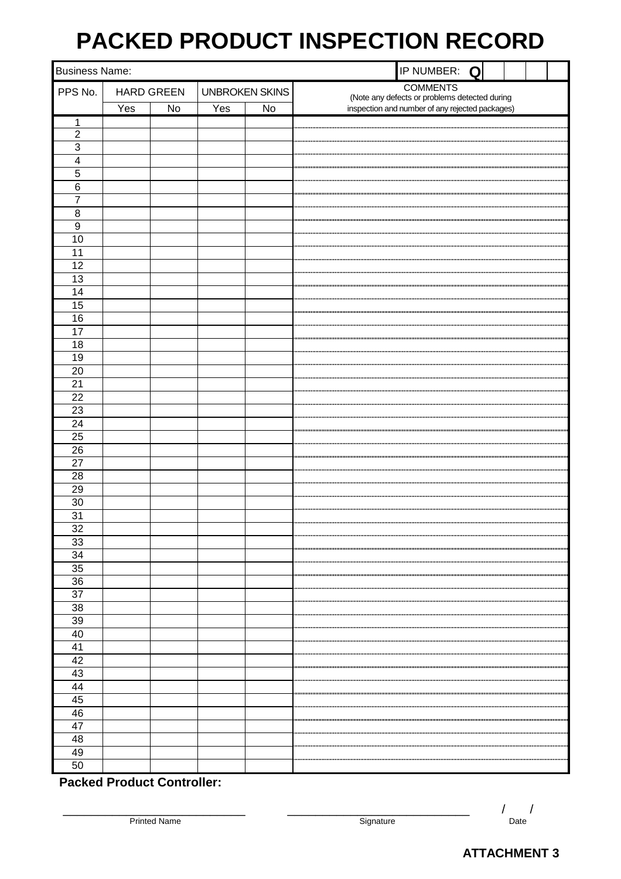# PACKED PRODUCT INSPECTION RECORD

| Business Name: | | | | | IP NUMBER: Q |
|---|---|---|---|---|---|
| PPS No. | HARD GREEN | | UNBROKEN SKINS | | COMMENTS (Note any defects or problems detected during inspection and number of any rejected packages) |
| | Yes | No | Yes | No | |
| 1 | | | | | |
| 2 | | | | | |
| 3 | | | | | |
| 4 | | | | | |
| 5 | | | | | |
| 6 | | | | | |
| 7 | | | | | |
| 8 | | | | | |
| 9 | | | | | |
| 10 | | | | | |
| 11 | | | | | |
| 12 | | | | | |
| 13 | | | | | |
| 14 | | | | | |
| 15 | | | | | |
| 16 | | | | | |
| 17 | | | | | |
| 18 | | | | | |
| 19 | | | | | |
| 20 | | | | | |
| 21 | | | | | |
| 22 | | | | | |
| 23 | | | | | |
| 24 | | | | | |
| 25 | | | | | |
| 26 | | | | | |
| 27 | | | | | |
| 28 | | | | | |
| 29 | | | | | |
| 30 | | | | | |
| 31 | | | | | |
| 32 | | | | | |
| 33 | | | | | |
| 34 | | | | | |
| 35 | | | | | |
| 36 | | | | | |
| 37 | | | | | |
| 38 | | | | | |
| 39 | | | | | |
| 40 | | | | | |
| 41 | | | | | |
| 42 | | | | | |
| 43 | | | | | |
| 44 | | | | | |
| 45 | | | | | |
| 46 | | | | | |
| 47 | | | | | |
| 48 | | | | | |
| 49 | | | | | |
| 50 | | | | | |

**Packed Product Controller:**

______________________________ Printed Name

______________________________ Signature

/ / Date

**ATTACHMENT 3**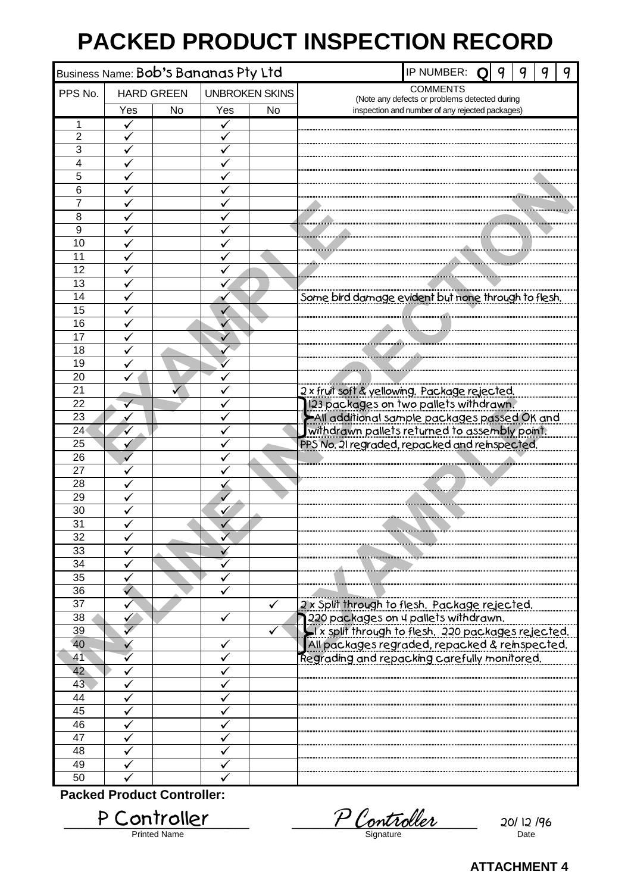# PACKED PRODUCT INSPECTION RECORD

Business Name: Bob's Bananas Pty Ltd

IP NUMBER: Q 9 9 9 9

| PPS No. | HARD GREEN | | UNBROKEN SKINS | | COMMENTS (Note any defects or problems detected during inspection and number of any rejected packages) |
|---|---|---|---|---|---|
| | Yes | No | Yes | No | |
| 1 | ✓ | | ✓ | | |
| 2 | ✓ | | ✓ | | |
| 3 | ✓ | | ✓ | | |
| 4 | ✓ | | ✓ | | |
| 5 | ✓ | | ✓ | | |
| 6 | ✓ | | ✓ | | |
| 7 | ✓ | | ✓ | | |
| 8 | ✓ | | ✓ | | |
| 9 | ✓ | | ✓ | | |
| 10 | ✓ | | ✓ | | |
| 11 | ✓ | | ✓ | | |
| 12 | ✓ | | ✓ | | |
| 13 | ✓ | | ✓ | | |
| 14 | ✓ | | ✓ | | Some bird damage evident but none through to flesh. |
| 15 | ✓ | | ✓ | | |
| 16 | ✓ | | ✓ | | |
| 17 | ✓ | | ✓ | | |
| 18 | ✓ | | ✓ | | |
| 19 | ✓ | | ✓ | | |
| 20 | ✓ | | ✓ | | |
| 21 | | ✓ | ✓ | | 2 x fruit soft & yellowing. Package rejected. |
| 22 | ✓ | | ✓ | | 123 packages on two pallets withdrawn. |
| 23 | ✓ | | ✓ | | All additional sample packages passed OK and |
| 24 | ✓ | | ✓ | | withdrawn pallets returned to assembly point. |
| 25 | ✓ | | ✓ | | PPS No. 21 regraded, repacked and reinspected. |
| 26 | ✓ | | ✓ | | |
| 27 | ✓ | | ✓ | | |
| 28 | ✓ | | ✓ | | |
| 29 | ✓ | | ✓ | | |
| 30 | ✓ | | ✓ | | |
| 31 | ✓ | | ✓ | | |
| 32 | ✓ | | ✓ | | |
| 33 | ✓ | | ✓ | | |
| 34 | ✓ | | ✓ | | |
| 35 | ✓ | | ✓ | | |
| 36 | ✓ | | ✓ | | |
| 37 | ✓ | | | ✓ | 2 x Split through to flesh. Package rejected. |
| 38 | ✓ | | ✓ | | 220 packages on 4 pallets withdrawn. |
| 39 | ✓ | | | ✓ | 1 x split through to flesh. 220 packages rejected. |
| 40 | ✓ | | ✓ | | All packages regraded, repacked & reinspected. |
| 41 | ✓ | | ✓ | | Regrading and repacking carefully monitored. |
| 42 | ✓ | | ✓ | | |
| 43 | ✓ | | ✓ | | |
| 44 | ✓ | | ✓ | | |
| 45 | ✓ | | ✓ | | |
| 46 | ✓ | | ✓ | | |
| 47 | ✓ | | ✓ | | |
| 48 | ✓ | | ✓ | | |
| 49 | ✓ | | ✓ | | |
| 50 | ✓ | | ✓ | | |

EXAMPLE IN-LINE INSPECTION EXAMPLE

**Packed Product Controller:**

P Controller — Printed Name

P Controller — Signature

20/ 12 /96 — Date

**ATTACHMENT 4**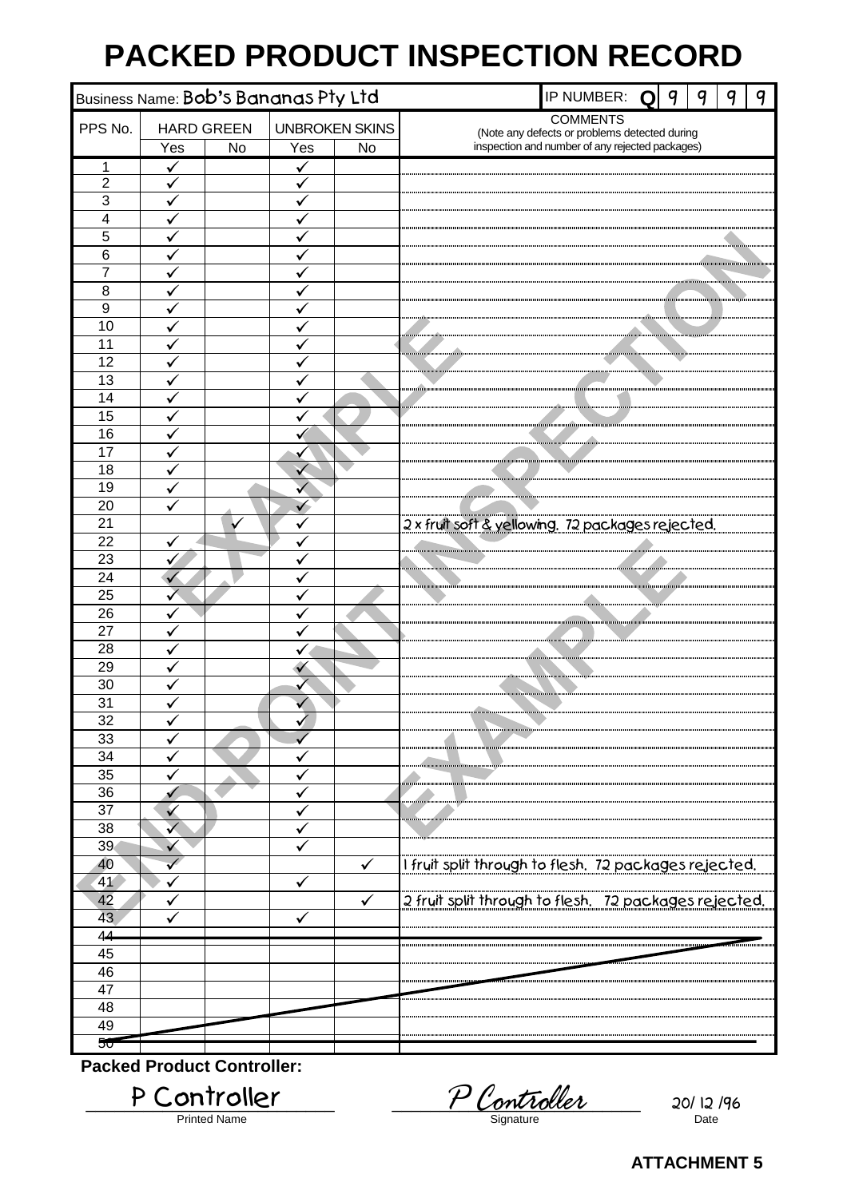# PACKED PRODUCT INSPECTION RECORD

Business Name: Bob's Bananas Pty Ltd

IP NUMBER: Q 9 9 9 9

| PPS No. | HARD GREEN | | UNBROKEN SKINS | | COMMENTS (Note any defects or problems detected during inspection and number of any rejected packages) |
|---|---|---|---|---|---|
| | Yes | No | Yes | No | |
| 1 | ✓ | | ✓ | | |
| 2 | ✓ | | ✓ | | |
| 3 | ✓ | | ✓ | | |
| 4 | ✓ | | ✓ | | |
| 5 | ✓ | | ✓ | | |
| 6 | ✓ | | ✓ | | |
| 7 | ✓ | | ✓ | | |
| 8 | ✓ | | ✓ | | |
| 9 | ✓ | | ✓ | | |
| 10 | ✓ | | ✓ | | |
| 11 | ✓ | | ✓ | | |
| 12 | ✓ | | ✓ | | |
| 13 | ✓ | | ✓ | | |
| 14 | ✓ | | ✓ | | |
| 15 | ✓ | | ✓ | | |
| 16 | ✓ | | ✓ | | |
| 17 | ✓ | | ✓ | | |
| 18 | ✓ | | ✓ | | |
| 19 | ✓ | | ✓ | | |
| 20 | ✓ | | ✓ | | |
| 21 | | ✓ | ✓ | | 2 x fruit soft & yellowing. 72 packages rejected. |
| 22 | ✓ | | ✓ | | |
| 23 | ✓ | | ✓ | | |
| 24 | ✓ | | ✓ | | |
| 25 | ✓ | | ✓ | | |
| 26 | ✓ | | ✓ | | |
| 27 | ✓ | | ✓ | | |
| 28 | ✓ | | ✓ | | |
| 29 | ✓ | | ✓ | | |
| 30 | ✓ | | ✓ | | |
| 31 | ✓ | | ✓ | | |
| 32 | ✓ | | ✓ | | |
| 33 | ✓ | | ✓ | | |
| 34 | ✓ | | ✓ | | |
| 35 | ✓ | | ✓ | | |
| 36 | ✓ | | ✓ | | |
| 37 | ✓ | | ✓ | | |
| 38 | ✓ | | ✓ | | |
| 39 | ✓ | | ✓ | | |
| 40 | ✓ | | | ✓ | 1 fruit split through to flesh. 72 packages rejected. |
| 41 | ✓ | | ✓ | | |
| 42 | ✓ | | | ✓ | 2 fruit split through to flesh. 72 packages rejected. |
| 43 | ✓ | | ✓ | | |
| 44 | | | | | |
| 45 | | | | | |
| 46 | | | | | |
| 47 | | | | | |
| 48 | | | | | |
| 49 | | | | | |
| 50 | | | | | |

**Packed Product Controller:**

P Controller (Printed Name) — P Controller (Signature) — 20/12/96 (Date)

END-POINT INSPECTION EXAMPLE

**ATTACHMENT 5**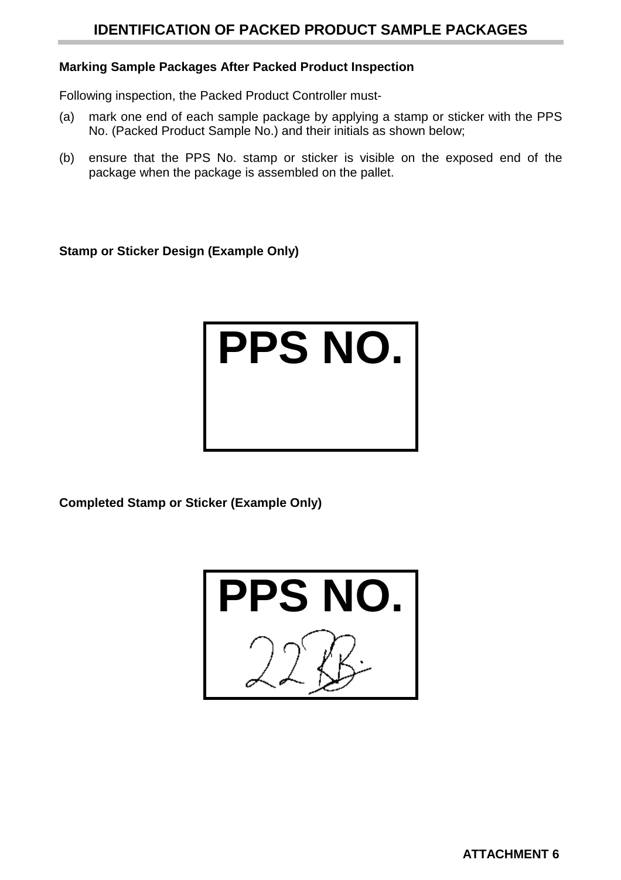# IDENTIFICATION OF PACKED PRODUCT SAMPLE PACKAGES

**Marking Sample Packages After Packed Product Inspection**

Following inspection, the Packed Product Controller must-

(a) mark one end of each sample package by applying a stamp or sticker with the PPS No. (Packed Product Sample No.) and their initials as shown below;

(b) ensure that the PPS No. stamp or sticker is visible on the exposed end of the package when the package is assembled on the pallet.

**Stamp or Sticker Design (Example Only)**

PPS NO.

**Completed Stamp or Sticker (Example Only)**

PPS NO.

22 RB.

ATTACHMENT 6